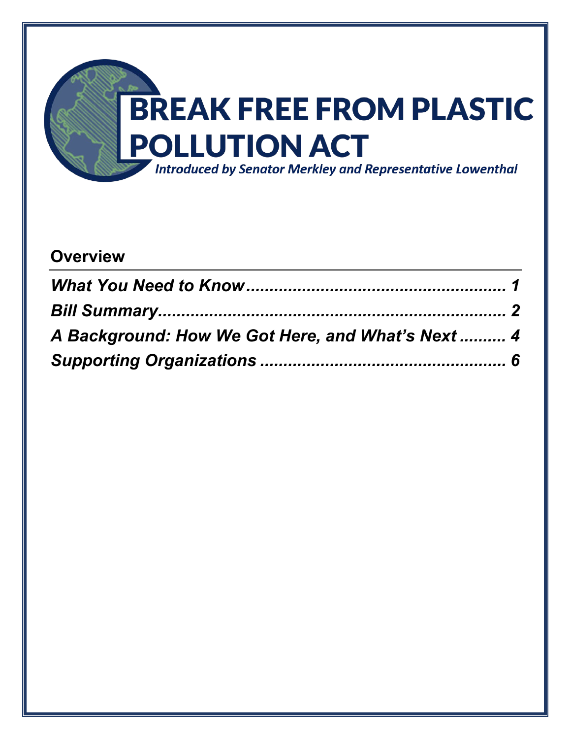# BREAK FREE FROM PLASTIC POLLUTION ACT

*Introduced by Senator Merkley and Representative Lowenthal*

## Overview

***What You Need to Know*** **........................................................ 1**

***Bill Summary*** **.......................................................................... 2**

***A Background: How We Got Here, and What's Next*** **.......... 4**

***Supporting Organizations*** **..................................................... 6**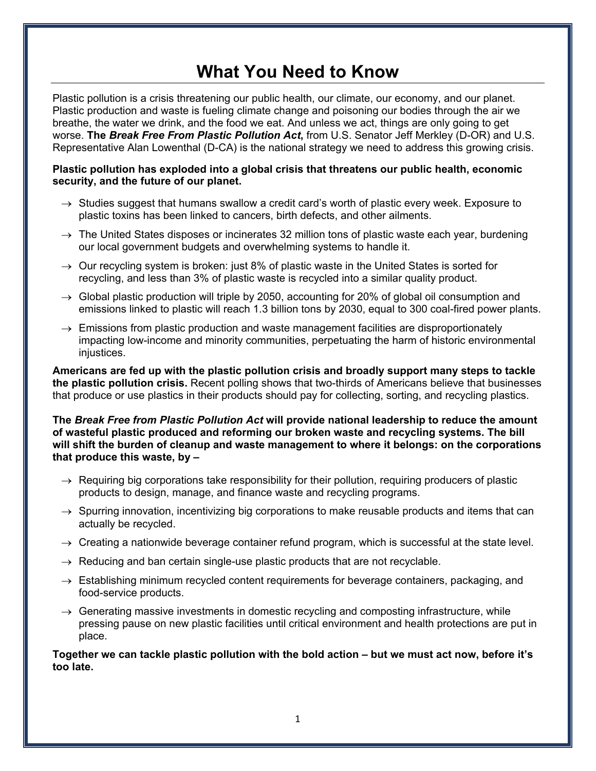# What You Need to Know

Plastic pollution is a crisis threatening our public health, our climate, our economy, and our planet. Plastic production and waste is fueling climate change and poisoning our bodies through the air we breathe, the water we drink, and the food we eat. And unless we act, things are only going to get worse. **The *Break Free From Plastic Pollution Act*,** from U.S. Senator Jeff Merkley (D-OR) and U.S. Representative Alan Lowenthal (D-CA) is the national strategy we need to address this growing crisis.

**Plastic pollution has exploded into a global crisis that threatens our public health, economic security, and the future of our planet.**

- → Studies suggest that humans swallow a credit card's worth of plastic every week. Exposure to plastic toxins has been linked to cancers, birth defects, and other ailments.
- → The United States disposes or incinerates 32 million tons of plastic waste each year, burdening our local government budgets and overwhelming systems to handle it.
- → Our recycling system is broken: just 8% of plastic waste in the United States is sorted for recycling, and less than 3% of plastic waste is recycled into a similar quality product.
- → Global plastic production will triple by 2050, accounting for 20% of global oil consumption and emissions linked to plastic will reach 1.3 billion tons by 2030, equal to 300 coal-fired power plants.
- → Emissions from plastic production and waste management facilities are disproportionately impacting low-income and minority communities, perpetuating the harm of historic environmental injustices.

**Americans are fed up with the plastic pollution crisis and broadly support many steps to tackle the plastic pollution crisis.** Recent polling shows that two-thirds of Americans believe that businesses that produce or use plastics in their products should pay for collecting, sorting, and recycling plastics.

**The *Break Free from Plastic Pollution Act* will provide national leadership to reduce the amount of wasteful plastic produced and reforming our broken waste and recycling systems. The bill will shift the burden of cleanup and waste management to where it belongs: on the corporations that produce this waste, by –**

- → Requiring big corporations take responsibility for their pollution, requiring producers of plastic products to design, manage, and finance waste and recycling programs.
- → Spurring innovation, incentivizing big corporations to make reusable products and items that can actually be recycled.
- → Creating a nationwide beverage container refund program, which is successful at the state level.
- → Reducing and ban certain single-use plastic products that are not recyclable.
- → Establishing minimum recycled content requirements for beverage containers, packaging, and food-service products.
- → Generating massive investments in domestic recycling and composting infrastructure, while pressing pause on new plastic facilities until critical environment and health protections are put in place.

**Together we can tackle plastic pollution with the bold action – but we must act now, before it's too late.**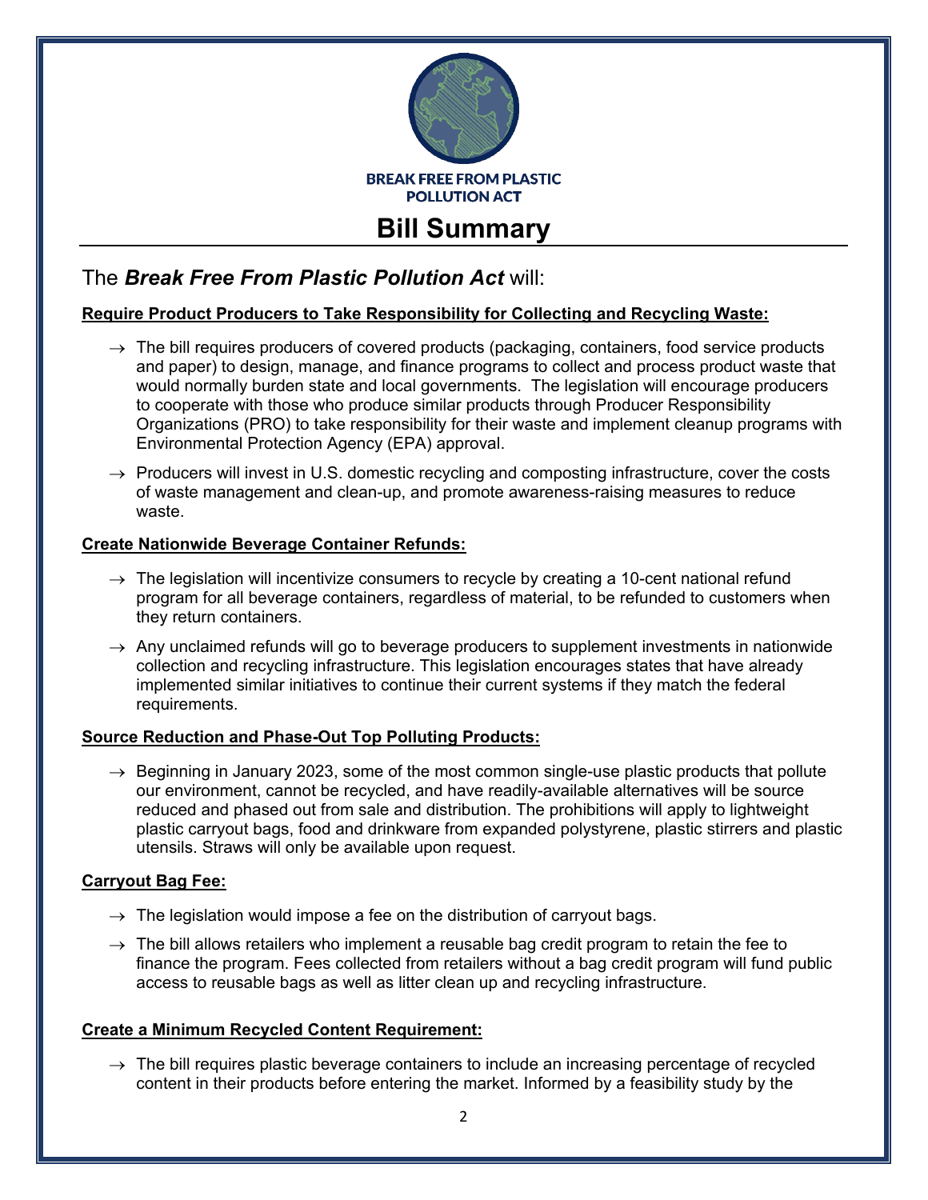BREAK FREE FROM PLASTIC POLLUTION ACT

# Bill Summary

## The *Break Free From Plastic Pollution Act* will:

**Require Product Producers to Take Responsibility for Collecting and Recycling Waste:**

→ The bill requires producers of covered products (packaging, containers, food service products and paper) to design, manage, and finance programs to collect and process product waste that would normally burden state and local governments. The legislation will encourage producers to cooperate with those who produce similar products through Producer Responsibility Organizations (PRO) to take responsibility for their waste and implement cleanup programs with Environmental Protection Agency (EPA) approval.

→ Producers will invest in U.S. domestic recycling and composting infrastructure, cover the costs of waste management and clean-up, and promote awareness-raising measures to reduce waste.

**Create Nationwide Beverage Container Refunds:**

→ The legislation will incentivize consumers to recycle by creating a 10-cent national refund program for all beverage containers, regardless of material, to be refunded to customers when they return containers.

→ Any unclaimed refunds will go to beverage producers to supplement investments in nationwide collection and recycling infrastructure. This legislation encourages states that have already implemented similar initiatives to continue their current systems if they match the federal requirements.

**Source Reduction and Phase-Out Top Polluting Products:**

→ Beginning in January 2023, some of the most common single-use plastic products that pollute our environment, cannot be recycled, and have readily-available alternatives will be source reduced and phased out from sale and distribution. The prohibitions will apply to lightweight plastic carryout bags, food and drinkware from expanded polystyrene, plastic stirrers and plastic utensils. Straws will only be available upon request.

**Carryout Bag Fee:**

→ The legislation would impose a fee on the distribution of carryout bags.

→ The bill allows retailers who implement a reusable bag credit program to retain the fee to finance the program. Fees collected from retailers without a bag credit program will fund public access to reusable bags as well as litter clean up and recycling infrastructure.

**Create a Minimum Recycled Content Requirement:**

→ The bill requires plastic beverage containers to include an increasing percentage of recycled content in their products before entering the market. Informed by a feasibility study by the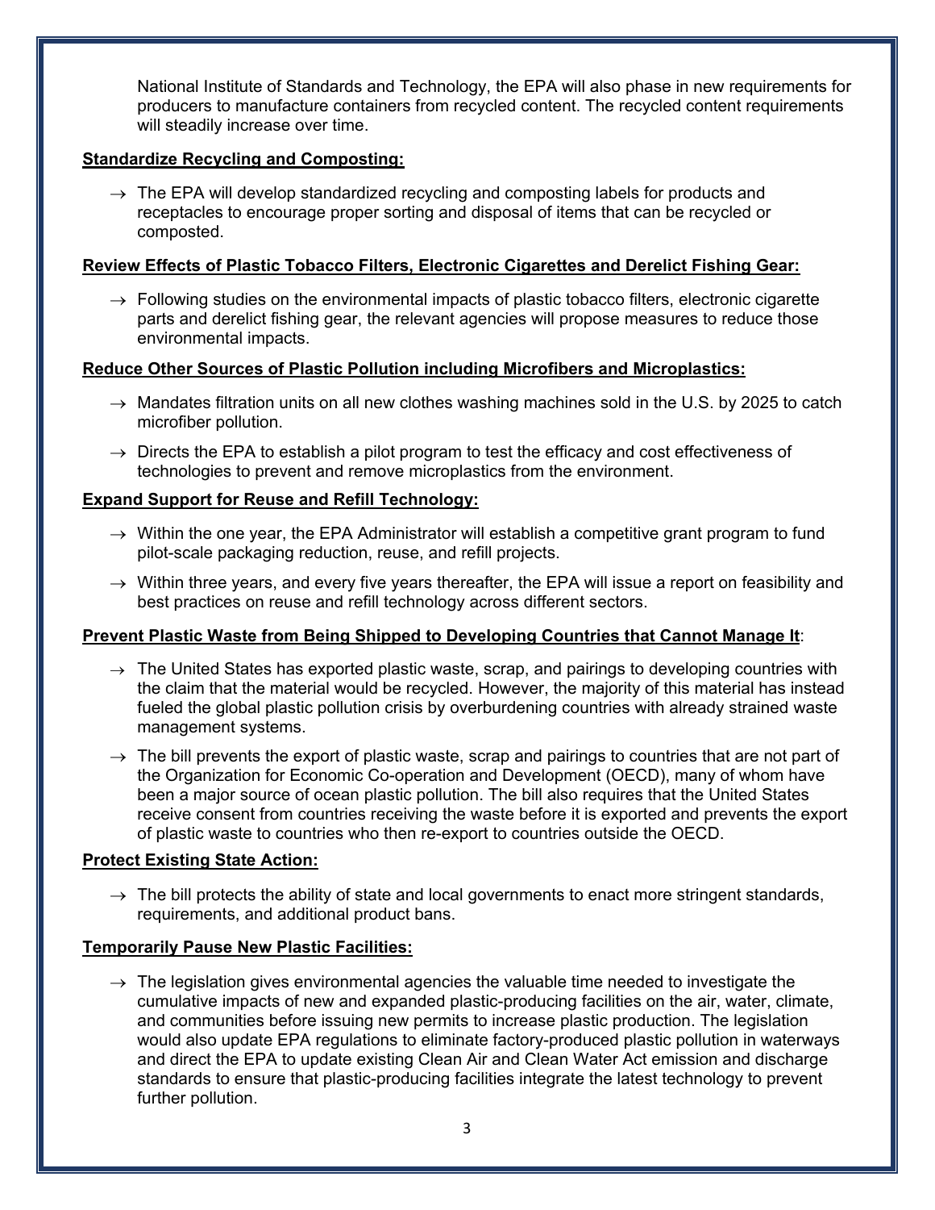National Institute of Standards and Technology, the EPA will also phase in new requirements for producers to manufacture containers from recycled content. The recycled content requirements will steadily increase over time.

**Standardize Recycling and Composting:**

→ The EPA will develop standardized recycling and composting labels for products and receptacles to encourage proper sorting and disposal of items that can be recycled or composted.

**Review Effects of Plastic Tobacco Filters, Electronic Cigarettes and Derelict Fishing Gear:**

→ Following studies on the environmental impacts of plastic tobacco filters, electronic cigarette parts and derelict fishing gear, the relevant agencies will propose measures to reduce those environmental impacts.

**Reduce Other Sources of Plastic Pollution including Microfibers and Microplastics:**

→ Mandates filtration units on all new clothes washing machines sold in the U.S. by 2025 to catch microfiber pollution.

→ Directs the EPA to establish a pilot program to test the efficacy and cost effectiveness of technologies to prevent and remove microplastics from the environment.

**Expand Support for Reuse and Refill Technology:**

→ Within the one year, the EPA Administrator will establish a competitive grant program to fund pilot-scale packaging reduction, reuse, and refill projects.

→ Within three years, and every five years thereafter, the EPA will issue a report on feasibility and best practices on reuse and refill technology across different sectors.

**Prevent Plastic Waste from Being Shipped to Developing Countries that Cannot Manage It:**

→ The United States has exported plastic waste, scrap, and pairings to developing countries with the claim that the material would be recycled. However, the majority of this material has instead fueled the global plastic pollution crisis by overburdening countries with already strained waste management systems.

→ The bill prevents the export of plastic waste, scrap and pairings to countries that are not part of the Organization for Economic Co-operation and Development (OECD), many of whom have been a major source of ocean plastic pollution. The bill also requires that the United States receive consent from countries receiving the waste before it is exported and prevents the export of plastic waste to countries who then re-export to countries outside the OECD.

**Protect Existing State Action:**

→ The bill protects the ability of state and local governments to enact more stringent standards, requirements, and additional product bans.

**Temporarily Pause New Plastic Facilities:**

→ The legislation gives environmental agencies the valuable time needed to investigate the cumulative impacts of new and expanded plastic-producing facilities on the air, water, climate, and communities before issuing new permits to increase plastic production. The legislation would also update EPA regulations to eliminate factory-produced plastic pollution in waterways and direct the EPA to update existing Clean Air and Clean Water Act emission and discharge standards to ensure that plastic-producing facilities integrate the latest technology to prevent further pollution.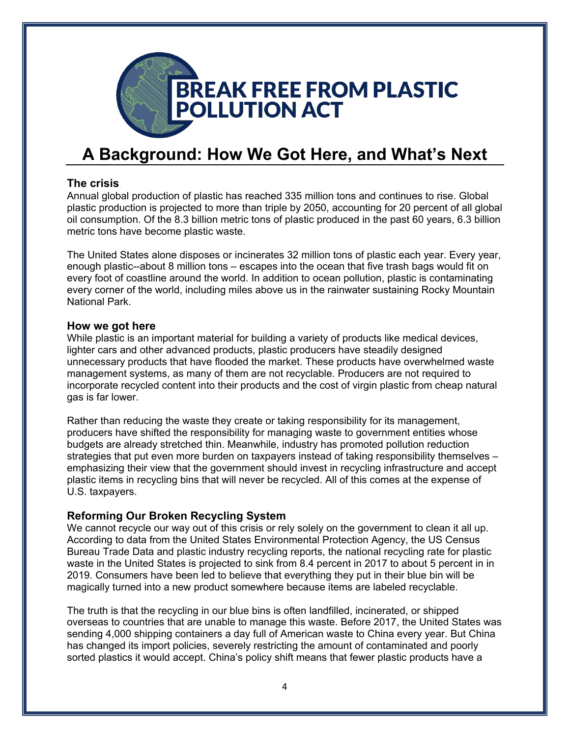# BREAK FREE FROM PLASTIC POLLUTION ACT

## A Background: How We Got Here, and What's Next

### The crisis

Annual global production of plastic has reached 335 million tons and continues to rise. Global plastic production is projected to more than triple by 2050, accounting for 20 percent of all global oil consumption. Of the 8.3 billion metric tons of plastic produced in the past 60 years, 6.3 billion metric tons have become plastic waste.

The United States alone disposes or incinerates 32 million tons of plastic each year. Every year, enough plastic--about 8 million tons – escapes into the ocean that five trash bags would fit on every foot of coastline around the world. In addition to ocean pollution, plastic is contaminating every corner of the world, including miles above us in the rainwater sustaining Rocky Mountain National Park.

### How we got here

While plastic is an important material for building a variety of products like medical devices, lighter cars and other advanced products, plastic producers have steadily designed unnecessary products that have flooded the market. These products have overwhelmed waste management systems, as many of them are not recyclable. Producers are not required to incorporate recycled content into their products and the cost of virgin plastic from cheap natural gas is far lower.

Rather than reducing the waste they create or taking responsibility for its management, producers have shifted the responsibility for managing waste to government entities whose budgets are already stretched thin. Meanwhile, industry has promoted pollution reduction strategies that put even more burden on taxpayers instead of taking responsibility themselves – emphasizing their view that the government should invest in recycling infrastructure and accept plastic items in recycling bins that will never be recycled. All of this comes at the expense of U.S. taxpayers.

### Reforming Our Broken Recycling System

We cannot recycle our way out of this crisis or rely solely on the government to clean it all up. According to data from the United States Environmental Protection Agency, the US Census Bureau Trade Data and plastic industry recycling reports, the national recycling rate for plastic waste in the United States is projected to sink from 8.4 percent in 2017 to about 5 percent in in 2019. Consumers have been led to believe that everything they put in their blue bin will be magically turned into a new product somewhere because items are labeled recyclable.

The truth is that the recycling in our blue bins is often landfilled, incinerated, or shipped overseas to countries that are unable to manage this waste. Before 2017, the United States was sending 4,000 shipping containers a day full of American waste to China every year. But China has changed its import policies, severely restricting the amount of contaminated and poorly sorted plastics it would accept. China's policy shift means that fewer plastic products have a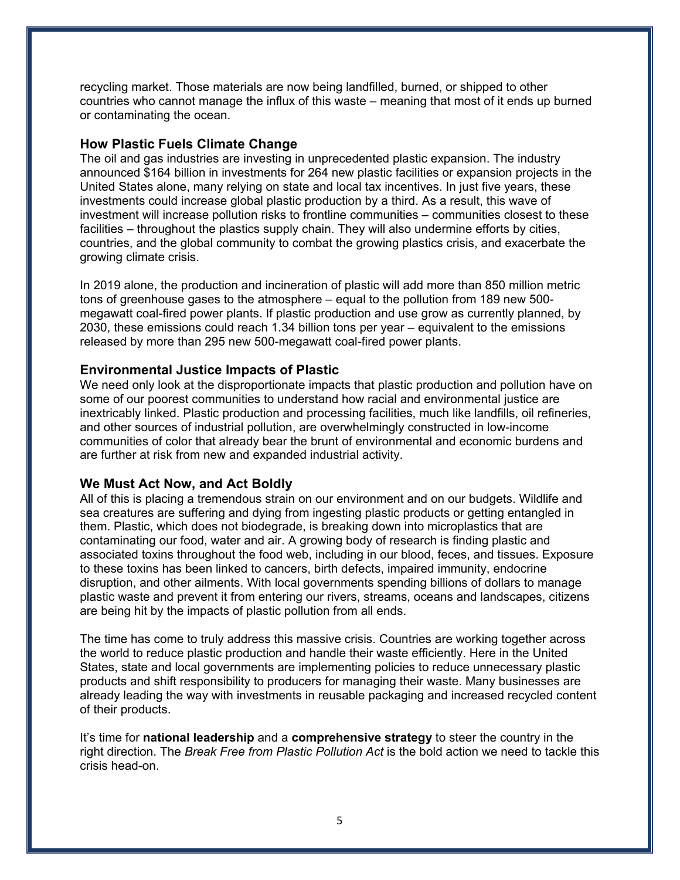recycling market. Those materials are now being landfilled, burned, or shipped to other countries who cannot manage the influx of this waste – meaning that most of it ends up burned or contaminating the ocean.

### How Plastic Fuels Climate Change

The oil and gas industries are investing in unprecedented plastic expansion. The industry announced $164 billion in investments for 264 new plastic facilities or expansion projects in the United States alone, many relying on state and local tax incentives. In just five years, these investments could increase global plastic production by a third. As a result, this wave of investment will increase pollution risks to frontline communities – communities closest to these facilities – throughout the plastics supply chain. They will also undermine efforts by cities, countries, and the global community to combat the growing plastics crisis, and exacerbate the growing climate crisis.

In 2019 alone, the production and incineration of plastic will add more than 850 million metric tons of greenhouse gases to the atmosphere – equal to the pollution from 189 new 500-megawatt coal-fired power plants. If plastic production and use grow as currently planned, by 2030, these emissions could reach 1.34 billion tons per year – equivalent to the emissions released by more than 295 new 500-megawatt coal-fired power plants.

### Environmental Justice Impacts of Plastic

We need only look at the disproportionate impacts that plastic production and pollution have on some of our poorest communities to understand how racial and environmental justice are inextricably linked. Plastic production and processing facilities, much like landfills, oil refineries, and other sources of industrial pollution, are overwhelmingly constructed in low-income communities of color that already bear the brunt of environmental and economic burdens and are further at risk from new and expanded industrial activity.

### We Must Act Now, and Act Boldly

All of this is placing a tremendous strain on our environment and on our budgets. Wildlife and sea creatures are suffering and dying from ingesting plastic products or getting entangled in them. Plastic, which does not biodegrade, is breaking down into microplastics that are contaminating our food, water and air. A growing body of research is finding plastic and associated toxins throughout the food web, including in our blood, feces, and tissues. Exposure to these toxins has been linked to cancers, birth defects, impaired immunity, endocrine disruption, and other ailments. With local governments spending billions of dollars to manage plastic waste and prevent it from entering our rivers, streams, oceans and landscapes, citizens are being hit by the impacts of plastic pollution from all ends.

The time has come to truly address this massive crisis. Countries are working together across the world to reduce plastic production and handle their waste efficiently. Here in the United States, state and local governments are implementing policies to reduce unnecessary plastic products and shift responsibility to producers for managing their waste. Many businesses are already leading the way with investments in reusable packaging and increased recycled content of their products.

It's time for **national leadership** and a **comprehensive strategy** to steer the country in the right direction. The *Break Free from Plastic Pollution Act* is the bold action we need to tackle this crisis head-on.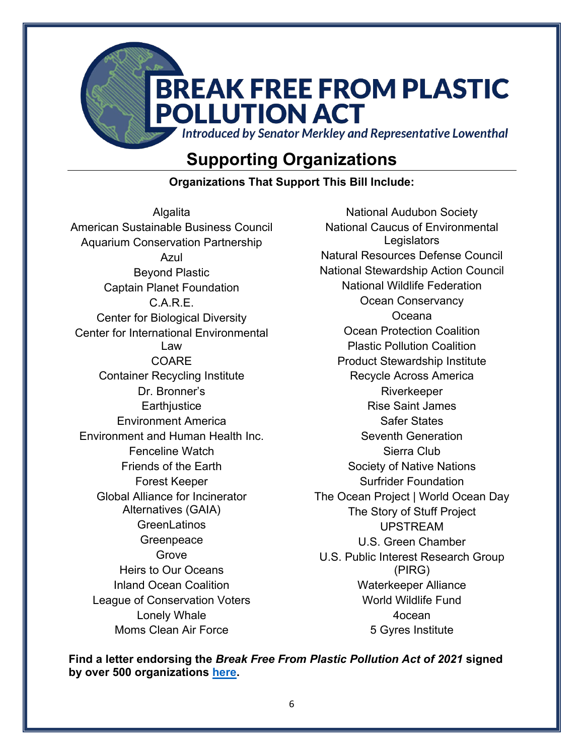# BREAK FREE FROM PLASTIC POLLUTION ACT

*Introduced by Senator Merkley and Representative Lowenthal*

## Supporting Organizations

**Organizations That Support This Bill Include:**

Algalita
American Sustainable Business Council
Aquarium Conservation Partnership
Azul
Beyond Plastic
Captain Planet Foundation
C.A.R.E.
Center for Biological Diversity
Center for International Environmental Law
COARE
Container Recycling Institute
Dr. Bronner's
Earthjustice
Environment America
Environment and Human Health Inc.
Fenceline Watch
Friends of the Earth
Forest Keeper
Global Alliance for Incinerator Alternatives (GAIA)
GreenLatinos
Greenpeace
Grove
Heirs to Our Oceans
Inland Ocean Coalition
League of Conservation Voters
Lonely Whale
Moms Clean Air Force
National Audubon Society
National Caucus of Environmental Legislators
Natural Resources Defense Council
National Stewardship Action Council
National Wildlife Federation
Ocean Conservancy
Oceana
Ocean Protection Coalition
Plastic Pollution Coalition
Product Stewardship Institute
Recycle Across America
Riverkeeper
Rise Saint James
Safer States
Seventh Generation
Sierra Club
Society of Native Nations
Surfrider Foundation
The Ocean Project | World Ocean Day
The Story of Stuff Project
UPSTREAM
U.S. Green Chamber
U.S. Public Interest Research Group (PIRG)
Waterkeeper Alliance
World Wildlife Fund
4ocean
5 Gyres Institute

**Find a letter endorsing the *Break Free From Plastic Pollution Act of 2021* signed by over 500 organizations here.**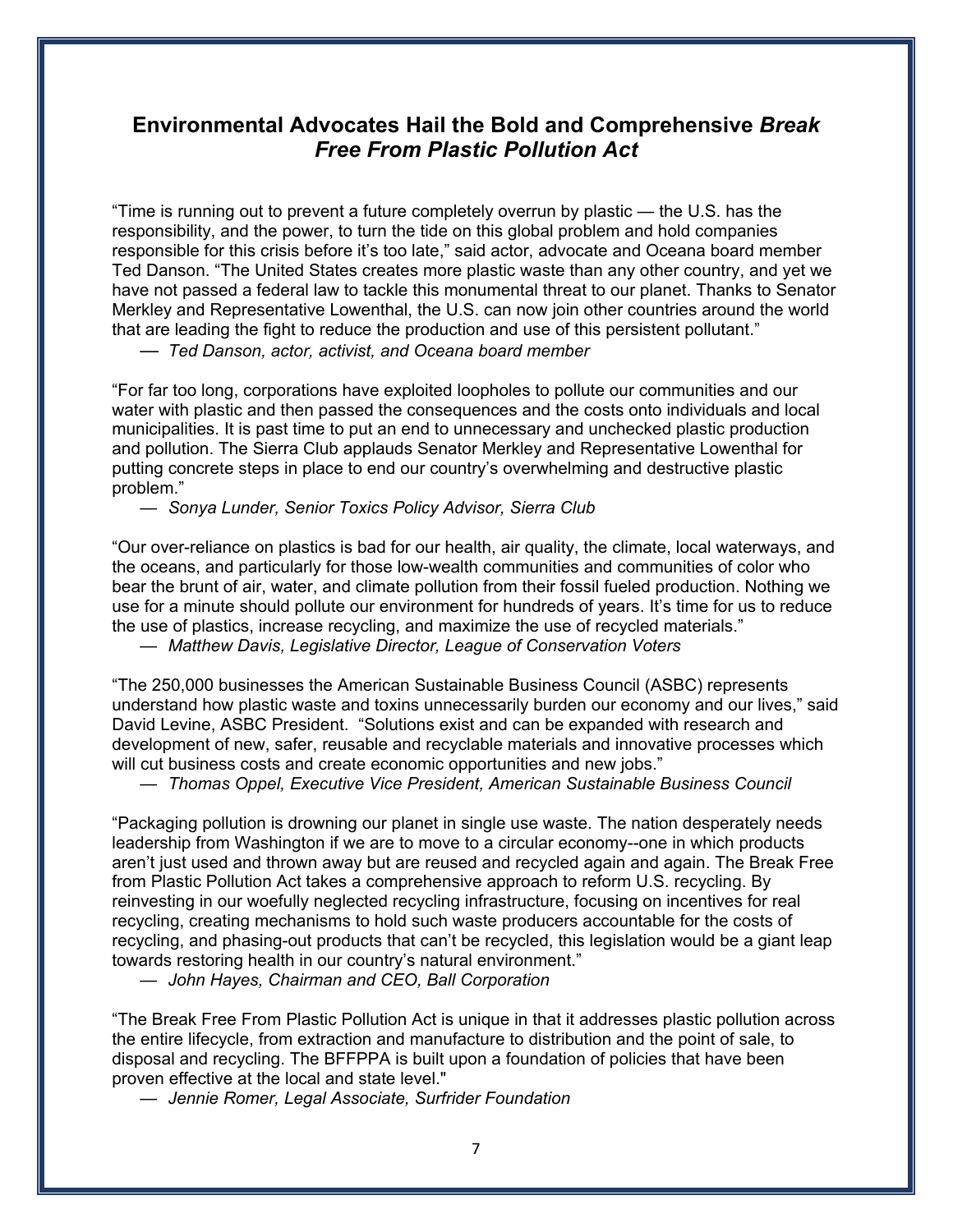## Environmental Advocates Hail the Bold and Comprehensive *Break Free From Plastic Pollution Act*

"Time is running out to prevent a future completely overrun by plastic — the U.S. has the responsibility, and the power, to turn the tide on this global problem and hold companies responsible for this crisis before it's too late," said actor, advocate and Oceana board member Ted Danson. "The United States creates more plastic waste than any other country, and yet we have not passed a federal law to tackle this monumental threat to our planet. Thanks to Senator Merkley and Representative Lowenthal, the U.S. can now join other countries around the world that are leading the fight to reduce the production and use of this persistent pollutant."

— *Ted Danson, actor, activist, and Oceana board member*

"For far too long, corporations have exploited loopholes to pollute our communities and our water with plastic and then passed the consequences and the costs onto individuals and local municipalities. It is past time to put an end to unnecessary and unchecked plastic production and pollution. The Sierra Club applauds Senator Merkley and Representative Lowenthal for putting concrete steps in place to end our country's overwhelming and destructive plastic problem."

— *Sonya Lunder, Senior Toxics Policy Advisor, Sierra Club*

"Our over-reliance on plastics is bad for our health, air quality, the climate, local waterways, and the oceans, and particularly for those low-wealth communities and communities of color who bear the brunt of air, water, and climate pollution from their fossil fueled production. Nothing we use for a minute should pollute our environment for hundreds of years. It's time for us to reduce the use of plastics, increase recycling, and maximize the use of recycled materials."

— *Matthew Davis, Legislative Director, League of Conservation Voters*

"The 250,000 businesses the American Sustainable Business Council (ASBC) represents understand how plastic waste and toxins unnecessarily burden our economy and our lives," said David Levine, ASBC President. "Solutions exist and can be expanded with research and development of new, safer, reusable and recyclable materials and innovative processes which will cut business costs and create economic opportunities and new jobs."

— *Thomas Oppel, Executive Vice President, American Sustainable Business Council*

"Packaging pollution is drowning our planet in single use waste. The nation desperately needs leadership from Washington if we are to move to a circular economy--one in which products aren't just used and thrown away but are reused and recycled again and again. The Break Free from Plastic Pollution Act takes a comprehensive approach to reform U.S. recycling. By reinvesting in our woefully neglected recycling infrastructure, focusing on incentives for real recycling, creating mechanisms to hold such waste producers accountable for the costs of recycling, and phasing-out products that can't be recycled, this legislation would be a giant leap towards restoring health in our country's natural environment."

— *John Hayes, Chairman and CEO, Ball Corporation*

"The Break Free From Plastic Pollution Act is unique in that it addresses plastic pollution across the entire lifecycle, from extraction and manufacture to distribution and the point of sale, to disposal and recycling. The BFFPPA is built upon a foundation of policies that have been proven effective at the local and state level."

— *Jennie Romer, Legal Associate, Surfrider Foundation*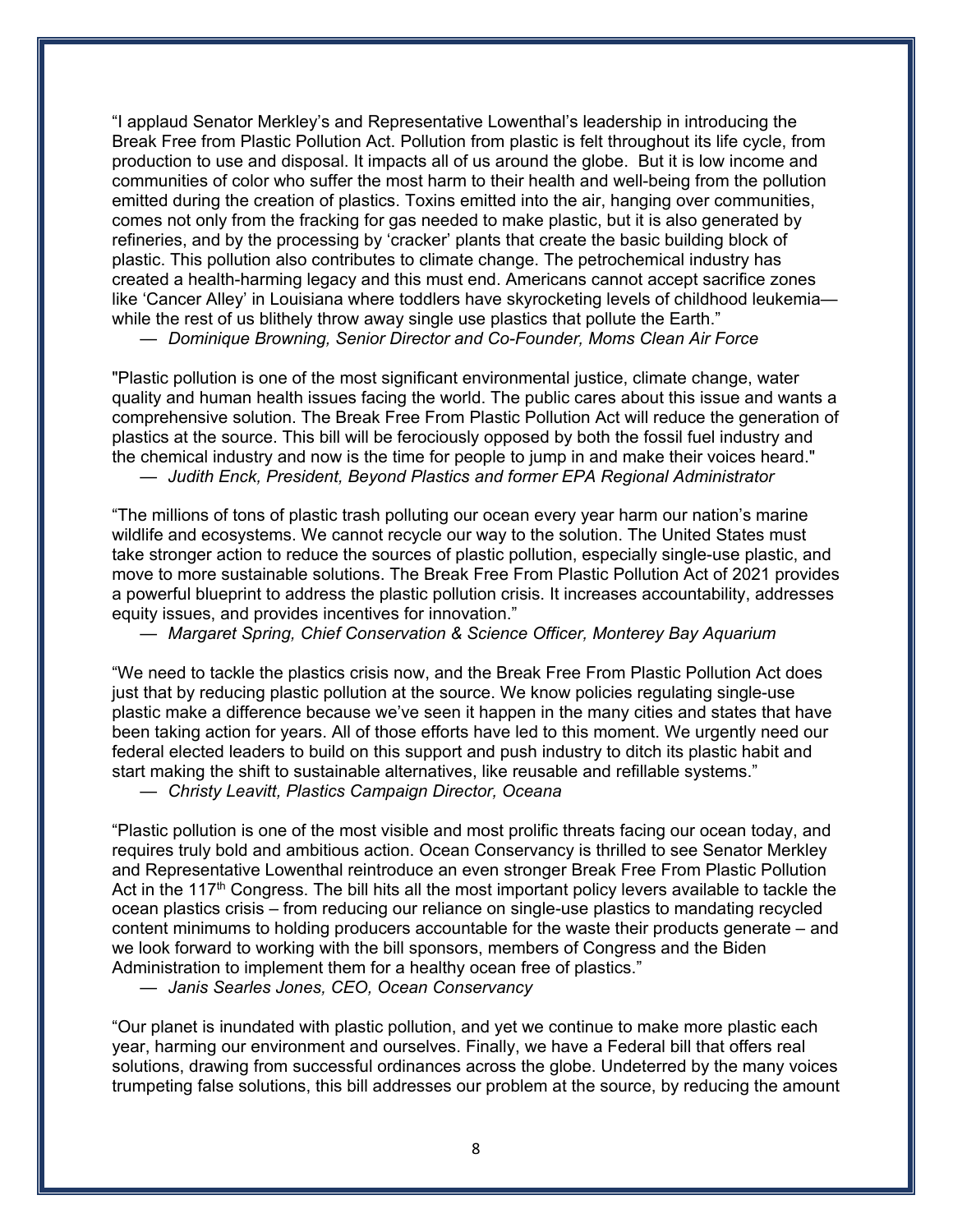"I applaud Senator Merkley's and Representative Lowenthal's leadership in introducing the Break Free from Plastic Pollution Act. Pollution from plastic is felt throughout its life cycle, from production to use and disposal. It impacts all of us around the globe. But it is low income and communities of color who suffer the most harm to their health and well-being from the pollution emitted during the creation of plastics. Toxins emitted into the air, hanging over communities, comes not only from the fracking for gas needed to make plastic, but it is also generated by refineries, and by the processing by 'cracker' plants that create the basic building block of plastic. This pollution also contributes to climate change. The petrochemical industry has created a health-harming legacy and this must end. Americans cannot accept sacrifice zones like 'Cancer Alley' in Louisiana where toddlers have skyrocketing levels of childhood leukemia— while the rest of us blithely throw away single use plastics that pollute the Earth."

— *Dominique Browning, Senior Director and Co-Founder, Moms Clean Air Force*

"Plastic pollution is one of the most significant environmental justice, climate change, water quality and human health issues facing the world. The public cares about this issue and wants a comprehensive solution. The Break Free From Plastic Pollution Act will reduce the generation of plastics at the source. This bill will be ferociously opposed by both the fossil fuel industry and the chemical industry and now is the time for people to jump in and make their voices heard."

— *Judith Enck, President, Beyond Plastics and former EPA Regional Administrator*

"The millions of tons of plastic trash polluting our ocean every year harm our nation's marine wildlife and ecosystems. We cannot recycle our way to the solution. The United States must take stronger action to reduce the sources of plastic pollution, especially single-use plastic, and move to more sustainable solutions. The Break Free From Plastic Pollution Act of 2021 provides a powerful blueprint to address the plastic pollution crisis. It increases accountability, addresses equity issues, and provides incentives for innovation."

— *Margaret Spring, Chief Conservation & Science Officer, Monterey Bay Aquarium*

"We need to tackle the plastics crisis now, and the Break Free From Plastic Pollution Act does just that by reducing plastic pollution at the source. We know policies regulating single-use plastic make a difference because we've seen it happen in the many cities and states that have been taking action for years. All of those efforts have led to this moment. We urgently need our federal elected leaders to build on this support and push industry to ditch its plastic habit and start making the shift to sustainable alternatives, like reusable and refillable systems."

— *Christy Leavitt, Plastics Campaign Director, Oceana*

"Plastic pollution is one of the most visible and most prolific threats facing our ocean today, and requires truly bold and ambitious action. Ocean Conservancy is thrilled to see Senator Merkley and Representative Lowenthal reintroduce an even stronger Break Free From Plastic Pollution Act in the 117th Congress. The bill hits all the most important policy levers available to tackle the ocean plastics crisis – from reducing our reliance on single-use plastics to mandating recycled content minimums to holding producers accountable for the waste their products generate – and we look forward to working with the bill sponsors, members of Congress and the Biden Administration to implement them for a healthy ocean free of plastics."

— *Janis Searles Jones, CEO, Ocean Conservancy*

"Our planet is inundated with plastic pollution, and yet we continue to make more plastic each year, harming our environment and ourselves. Finally, we have a Federal bill that offers real solutions, drawing from successful ordinances across the globe. Undeterred by the many voices trumpeting false solutions, this bill addresses our problem at the source, by reducing the amount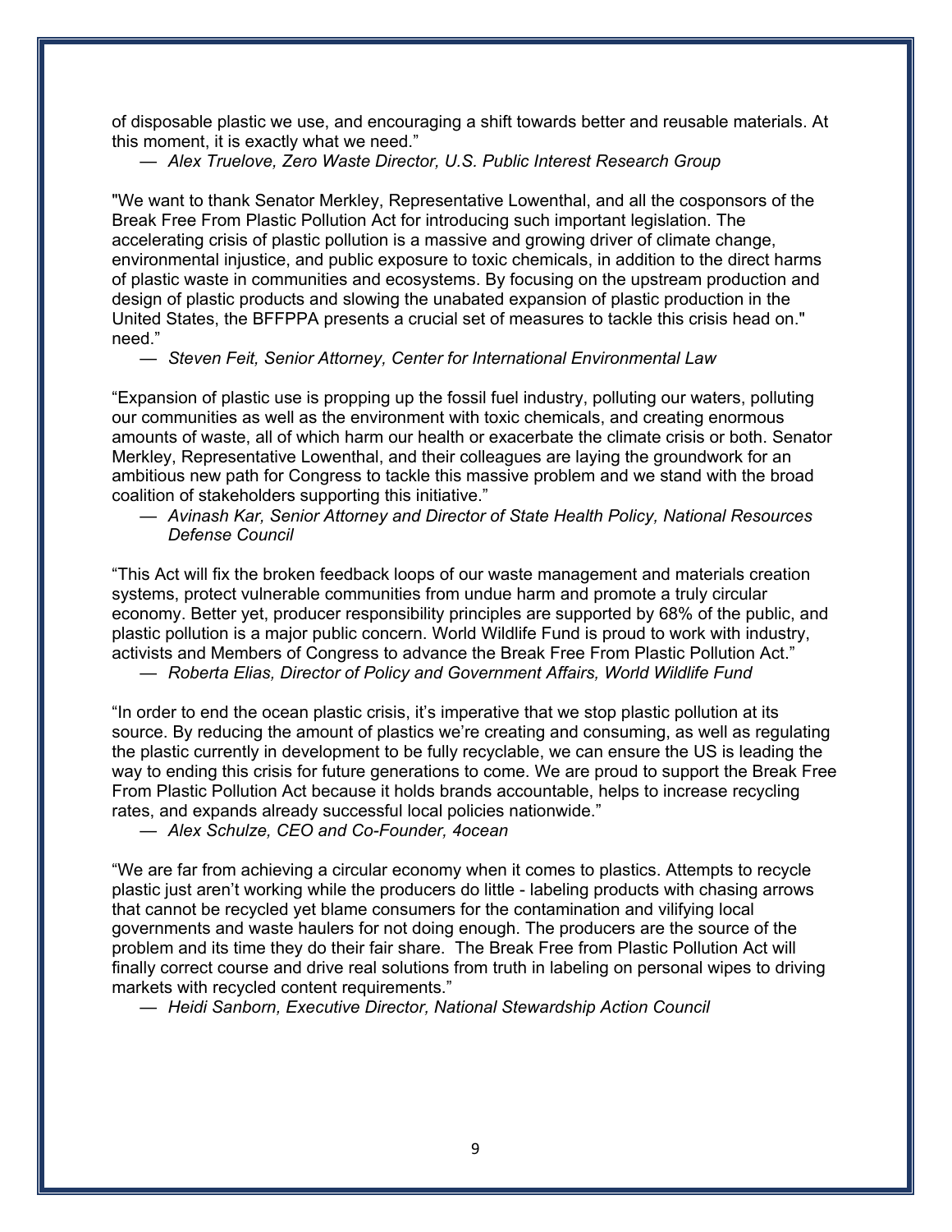of disposable plastic we use, and encouraging a shift towards better and reusable materials. At this moment, it is exactly what we need."

— *Alex Truelove, Zero Waste Director, U.S. Public Interest Research Group*

"We want to thank Senator Merkley, Representative Lowenthal, and all the cosponsors of the Break Free From Plastic Pollution Act for introducing such important legislation. The accelerating crisis of plastic pollution is a massive and growing driver of climate change, environmental injustice, and public exposure to toxic chemicals, in addition to the direct harms of plastic waste in communities and ecosystems. By focusing on the upstream production and design of plastic products and slowing the unabated expansion of plastic production in the United States, the BFFPPA presents a crucial set of measures to tackle this crisis head on." need."

— *Steven Feit, Senior Attorney, Center for International Environmental Law*

"Expansion of plastic use is propping up the fossil fuel industry, polluting our waters, polluting our communities as well as the environment with toxic chemicals, and creating enormous amounts of waste, all of which harm our health or exacerbate the climate crisis or both. Senator Merkley, Representative Lowenthal, and their colleagues are laying the groundwork for an ambitious new path for Congress to tackle this massive problem and we stand with the broad coalition of stakeholders supporting this initiative."

— *Avinash Kar, Senior Attorney and Director of State Health Policy, National Resources Defense Council*

"This Act will fix the broken feedback loops of our waste management and materials creation systems, protect vulnerable communities from undue harm and promote a truly circular economy. Better yet, producer responsibility principles are supported by 68% of the public, and plastic pollution is a major public concern. World Wildlife Fund is proud to work with industry, activists and Members of Congress to advance the Break Free From Plastic Pollution Act."

— *Roberta Elias, Director of Policy and Government Affairs, World Wildlife Fund*

"In order to end the ocean plastic crisis, it's imperative that we stop plastic pollution at its source. By reducing the amount of plastics we're creating and consuming, as well as regulating the plastic currently in development to be fully recyclable, we can ensure the US is leading the way to ending this crisis for future generations to come. We are proud to support the Break Free From Plastic Pollution Act because it holds brands accountable, helps to increase recycling rates, and expands already successful local policies nationwide."

— *Alex Schulze, CEO and Co-Founder, 4ocean*

"We are far from achieving a circular economy when it comes to plastics. Attempts to recycle plastic just aren't working while the producers do little - labeling products with chasing arrows that cannot be recycled yet blame consumers for the contamination and vilifying local governments and waste haulers for not doing enough. The producers are the source of the problem and its time they do their fair share. The Break Free from Plastic Pollution Act will finally correct course and drive real solutions from truth in labeling on personal wipes to driving markets with recycled content requirements."

— *Heidi Sanborn, Executive Director, National Stewardship Action Council*